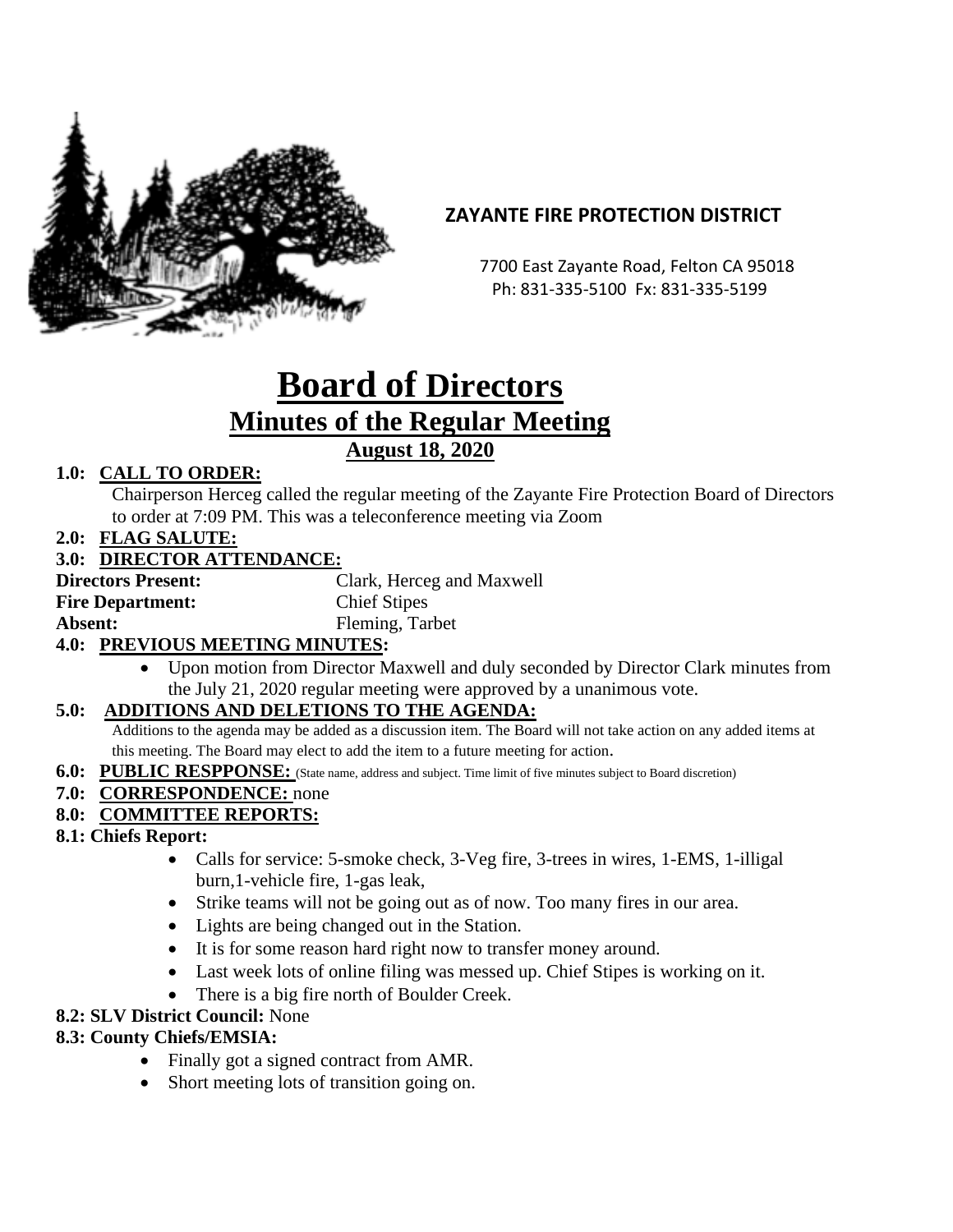**ZAYANTE FIRE PROTECTION DISTRICT**

7700 East Zayante Road, Felton CA 95018
Ph: 831-335-5100 Fx: 831-335-5199

# Board of Directors

## Minutes of the Regular Meeting

### August 18, 2020

**1.0: CALL TO ORDER:**

Chairperson Herceg called the regular meeting of the Zayante Fire Protection Board of Directors to order at 7:09 PM. This was a teleconference meeting via Zoom

**2.0: FLAG SALUTE:**

**3.0: DIRECTOR ATTENDANCE:**

**Directors Present:** Clark, Herceg and Maxwell
**Fire Department:** Chief Stipes
**Absent:** Fleming, Tarbet

**4.0: PREVIOUS MEETING MINUTES:**

- Upon motion from Director Maxwell and duly seconded by Director Clark minutes from the July 21, 2020 regular meeting were approved by a unanimous vote.

**5.0: ADDITIONS AND DELETIONS TO THE AGENDA:**

Additions to the agenda may be added as a discussion item. The Board will not take action on any added items at this meeting. The Board may elect to add the item to a future meeting for action.

**6.0: PUBLIC RESPPONSE:** (State name, address and subject. Time limit of five minutes subject to Board discretion)

**7.0: CORRESPONDENCE:** none

**8.0: COMMITTEE REPORTS:**

**8.1: Chiefs Report:**

- Calls for service: 5-smoke check, 3-Veg fire, 3-trees in wires, 1-EMS, 1-illigal burn,1-vehicle fire, 1-gas leak,
- Strike teams will not be going out as of now. Too many fires in our area.
- Lights are being changed out in the Station.
- It is for some reason hard right now to transfer money around.
- Last week lots of online filing was messed up. Chief Stipes is working on it.
- There is a big fire north of Boulder Creek.

**8.2: SLV District Council:** None

**8.3: County Chiefs/EMSIA:**

- Finally got a signed contract from AMR.
- Short meeting lots of transition going on.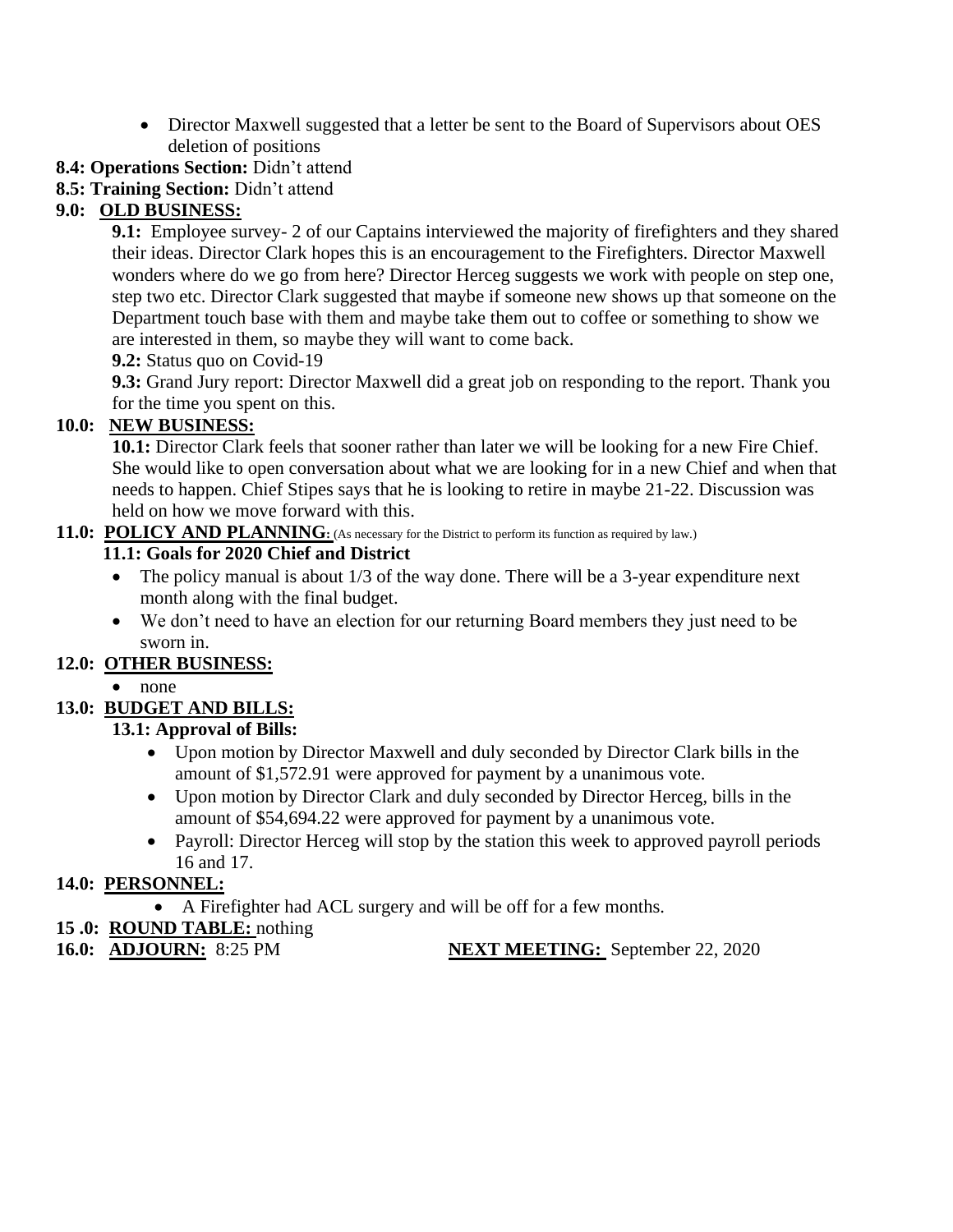- Director Maxwell suggested that a letter be sent to the Board of Supervisors about OES deletion of positions

**8.4: Operations Section:** Didn't attend

**8.5: Training Section:** Didn't attend

**9.0: OLD BUSINESS:**

**9.1:** Employee survey- 2 of our Captains interviewed the majority of firefighters and they shared their ideas. Director Clark hopes this is an encouragement to the Firefighters. Director Maxwell wonders where do we go from here? Director Herceg suggests we work with people on step one, step two etc. Director Clark suggested that maybe if someone new shows up that someone on the Department touch base with them and maybe take them out to coffee or something to show we are interested in them, so maybe they will want to come back.

**9.2:** Status quo on Covid-19

**9.3:** Grand Jury report: Director Maxwell did a great job on responding to the report. Thank you for the time you spent on this.

**10.0: NEW BUSINESS:**

**10.1:** Director Clark feels that sooner rather than later we will be looking for a new Fire Chief. She would like to open conversation about what we are looking for in a new Chief and when that needs to happen. Chief Stipes says that he is looking to retire in maybe 21-22. Discussion was held on how we move forward with this.

**11.0: POLICY AND PLANNING:** (As necessary for the District to perform its function as required by law.)

**11.1: Goals for 2020 Chief and District**

- The policy manual is about 1/3 of the way done. There will be a 3-year expenditure next month along with the final budget.
- We don't need to have an election for our returning Board members they just need to be sworn in.

**12.0: OTHER BUSINESS:**

- none

**13.0: BUDGET AND BILLS:**

**13.1: Approval of Bills:**

- Upon motion by Director Maxwell and duly seconded by Director Clark bills in the amount of $1,572.91 were approved for payment by a unanimous vote.
- Upon motion by Director Clark and duly seconded by Director Herceg, bills in the amount of $54,694.22 were approved for payment by a unanimous vote.
- Payroll: Director Herceg will stop by the station this week to approved payroll periods 16 and 17.

**14.0: PERSONNEL:**

- A Firefighter had ACL surgery and will be off for a few months.

**15 .0: ROUND TABLE:** nothing

**16.0: ADJOURN:** 8:25 PM **NEXT MEETING:** September 22, 2020